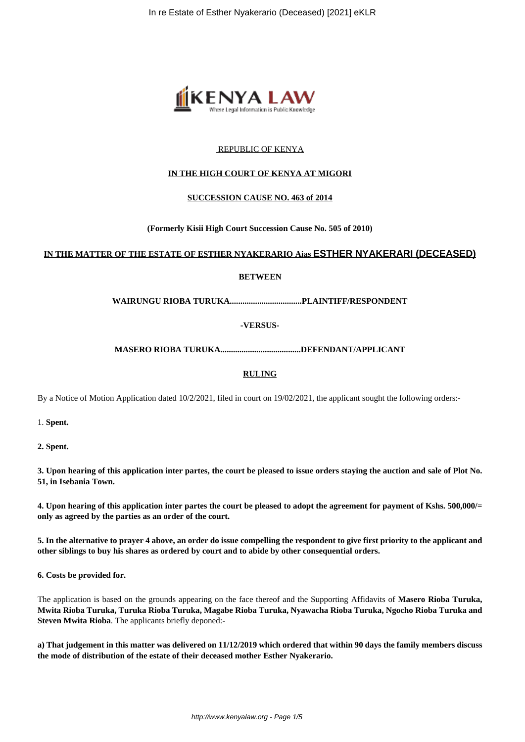REPUBLIC OF KENYA

**IN THE HIGH COURT OF KENYA AT MIGORI**

**SUCCESSION CAUSE NO. 463 of 2014**

**(Formerly Kisii High Court Succession Cause No. 505 of 2010)**

**IN THE MATTER OF THE ESTATE OF ESTHER NYAKERARIO Aias ESTHER NYAKERARI (DECEASED)**

**BETWEEN**

**WAIRUNGU RIOBA TURUKA..................................PLAINTIFF/RESPONDENT**

**-VERSUS-**

**MASERO RIOBA TURUKA......................................DEFENDANT/APPLICANT**

**RULING**

By a Notice of Motion Application dated 10/2/2021, filed in court on 19/02/2021, the applicant sought the following orders:-

1. **Spent.**

**2. Spent.**

**3. Upon hearing of this application inter partes, the court be pleased to issue orders staying the auction and sale of Plot No. 51, in Isebania Town.**

**4. Upon hearing of this application inter partes the court be pleased to adopt the agreement for payment of Kshs. 500,000/= only as agreed by the parties as an order of the court.**

**5. In the alternative to prayer 4 above, an order do issue compelling the respondent to give first priority to the applicant and other siblings to buy his shares as ordered by court and to abide by other consequential orders.**

**6. Costs be provided for.**

The application is based on the grounds appearing on the face thereof and the Supporting Affidavits of **Masero Rioba Turuka, Mwita Rioba Turuka, Turuka Rioba Turuka, Magabe Rioba Turuka, Nyawacha Rioba Turuka, Ngocho Rioba Turuka and Steven Mwita Rioba**. The applicants briefly deponed:-

**a) That judgement in this matter was delivered on 11/12/2019 which ordered that within 90 days the family members discuss the mode of distribution of the estate of their deceased mother Esther Nyakerario.**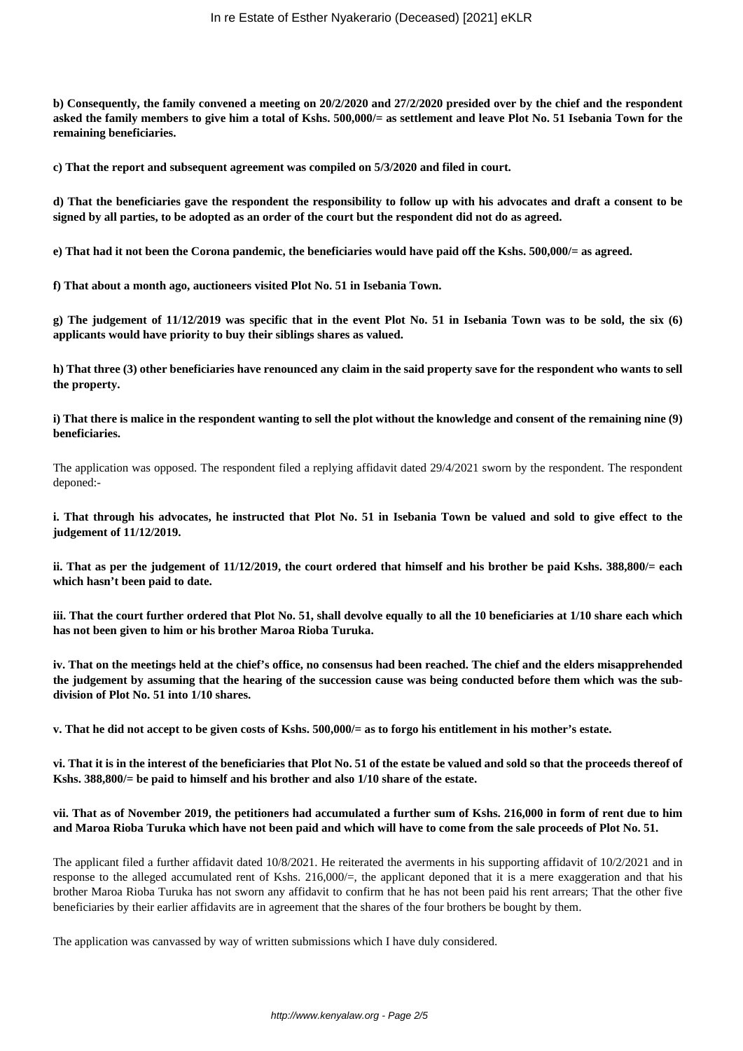**b) Consequently, the family convened a meeting on 20/2/2020 and 27/2/2020 presided over by the chief and the respondent asked the family members to give him a total of Kshs. 500,000/= as settlement and leave Plot No. 51 Isebania Town for the remaining beneficiaries.**

**c) That the report and subsequent agreement was compiled on 5/3/2020 and filed in court.**

**d) That the beneficiaries gave the respondent the responsibility to follow up with his advocates and draft a consent to be signed by all parties, to be adopted as an order of the court but the respondent did not do as agreed.**

**e) That had it not been the Corona pandemic, the beneficiaries would have paid off the Kshs. 500,000/= as agreed.**

**f) That about a month ago, auctioneers visited Plot No. 51 in Isebania Town.**

**g) The judgement of 11/12/2019 was specific that in the event Plot No. 51 in Isebania Town was to be sold, the six (6) applicants would have priority to buy their siblings shares as valued.**

**h) That three (3) other beneficiaries have renounced any claim in the said property save for the respondent who wants to sell the property.**

**i) That there is malice in the respondent wanting to sell the plot without the knowledge and consent of the remaining nine (9) beneficiaries.**

The application was opposed. The respondent filed a replying affidavit dated 29/4/2021 sworn by the respondent. The respondent deponed:-

**i. That through his advocates, he instructed that Plot No. 51 in Isebania Town be valued and sold to give effect to the judgement of 11/12/2019.**

**ii. That as per the judgement of 11/12/2019, the court ordered that himself and his brother be paid Kshs. 388,800/= each which hasn't been paid to date.**

**iii. That the court further ordered that Plot No. 51, shall devolve equally to all the 10 beneficiaries at 1/10 share each which has not been given to him or his brother Maroa Rioba Turuka.**

**iv. That on the meetings held at the chief's office, no consensus had been reached. The chief and the elders misapprehended the judgement by assuming that the hearing of the succession cause was being conducted before them which was the sub-division of Plot No. 51 into 1/10 shares.**

**v. That he did not accept to be given costs of Kshs. 500,000/= as to forgo his entitlement in his mother's estate.**

**vi. That it is in the interest of the beneficiaries that Plot No. 51 of the estate be valued and sold so that the proceeds thereof of Kshs. 388,800/= be paid to himself and his brother and also 1/10 share of the estate.**

**vii. That as of November 2019, the petitioners had accumulated a further sum of Kshs. 216,000 in form of rent due to him and Maroa Rioba Turuka which have not been paid and which will have to come from the sale proceeds of Plot No. 51.**

The applicant filed a further affidavit dated 10/8/2021. He reiterated the averments in his supporting affidavit of 10/2/2021 and in response to the alleged accumulated rent of Kshs. 216,000/=, the applicant deponed that it is a mere exaggeration and that his brother Maroa Rioba Turuka has not sworn any affidavit to confirm that he has not been paid his rent arrears; That the other five beneficiaries by their earlier affidavits are in agreement that the shares of the four brothers be bought by them.

The application was canvassed by way of written submissions which I have duly considered.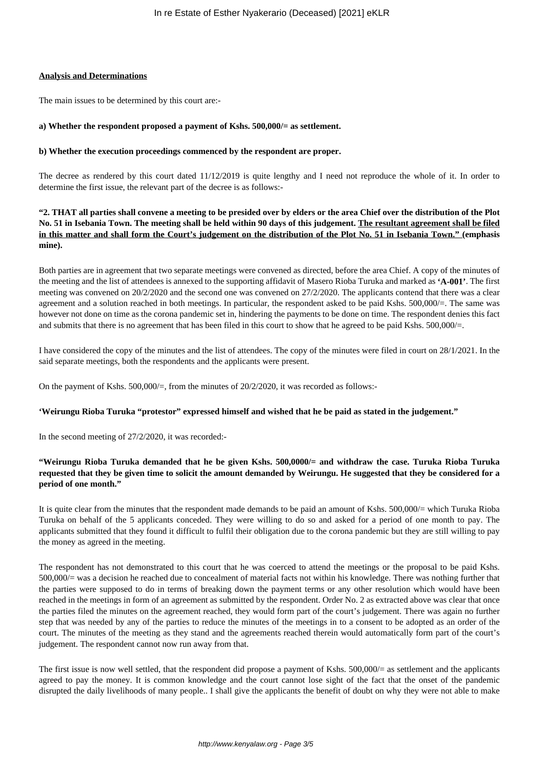**Analysis and Determinations**

The main issues to be determined by this court are:-

**a) Whether the respondent proposed a payment of Kshs. 500,000/= as settlement.**

**b) Whether the execution proceedings commenced by the respondent are proper.**

The decree as rendered by this court dated 11/12/2019 is quite lengthy and I need not reproduce the whole of it. In order to determine the first issue, the relevant part of the decree is as follows:-

**"2. THAT all parties shall convene a meeting to be presided over by elders or the area Chief over the distribution of the Plot No. 51 in Isebania Town. The meeting shall be held within 90 days of this judgement. <u>The resultant agreement shall be filed in this matter and shall form the Court's judgement on the distribution of the Plot No. 51 in Isebania Town."</u> (emphasis mine).**

Both parties are in agreement that two separate meetings were convened as directed, before the area Chief. A copy of the minutes of the meeting and the list of attendees is annexed to the supporting affidavit of Masero Rioba Turuka and marked as **'A-001'**. The first meeting was convened on 20/2/2020 and the second one was convened on 27/2/2020. The applicants contend that there was a clear agreement and a solution reached in both meetings. In particular, the respondent asked to be paid Kshs. 500,000/=. The same was however not done on time as the corona pandemic set in, hindering the payments to be done on time. The respondent denies this fact and submits that there is no agreement that has been filed in this court to show that he agreed to be paid Kshs. 500,000/=.

I have considered the copy of the minutes and the list of attendees. The copy of the minutes were filed in court on 28/1/2021. In the said separate meetings, both the respondents and the applicants were present.

On the payment of Kshs. 500,000/=, from the minutes of 20/2/2020, it was recorded as follows:-

**'Weirungu Rioba Turuka "protestor" expressed himself and wished that he be paid as stated in the judgement."**

In the second meeting of 27/2/2020, it was recorded:-

**"Weirungu Rioba Turuka demanded that he be given Kshs. 500,0000/= and withdraw the case. Turuka Rioba Turuka requested that they be given time to solicit the amount demanded by Weirungu. He suggested that they be considered for a period of one month."**

It is quite clear from the minutes that the respondent made demands to be paid an amount of Kshs. 500,000/= which Turuka Rioba Turuka on behalf of the 5 applicants conceded. They were willing to do so and asked for a period of one month to pay. The applicants submitted that they found it difficult to fulfil their obligation due to the corona pandemic but they are still willing to pay the money as agreed in the meeting.

The respondent has not demonstrated to this court that he was coerced to attend the meetings or the proposal to be paid Kshs. 500,000/= was a decision he reached due to concealment of material facts not within his knowledge. There was nothing further that the parties were supposed to do in terms of breaking down the payment terms or any other resolution which would have been reached in the meetings in form of an agreement as submitted by the respondent. Order No. 2 as extracted above was clear that once the parties filed the minutes on the agreement reached, they would form part of the court's judgement. There was again no further step that was needed by any of the parties to reduce the minutes of the meetings in to a consent to be adopted as an order of the court. The minutes of the meeting as they stand and the agreements reached therein would automatically form part of the court's judgement. The respondent cannot now run away from that.

The first issue is now well settled, that the respondent did propose a payment of Kshs. 500,000/= as settlement and the applicants agreed to pay the money. It is common knowledge and the court cannot lose sight of the fact that the onset of the pandemic disrupted the daily livelihoods of many people.. I shall give the applicants the benefit of doubt on why they were not able to make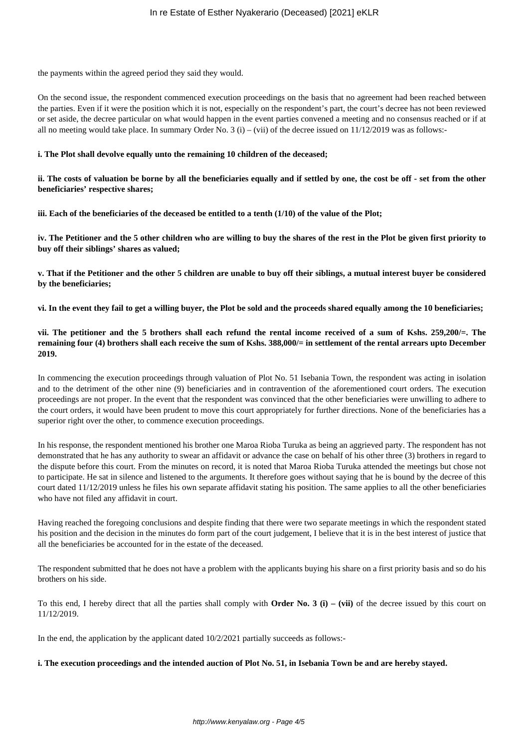the payments within the agreed period they said they would.

On the second issue, the respondent commenced execution proceedings on the basis that no agreement had been reached between the parties. Even if it were the position which it is not, especially on the respondent's part, the court's decree has not been reviewed or set aside, the decree particular on what would happen in the event parties convened a meeting and no consensus reached or if at all no meeting would take place. In summary Order No. 3 (i) – (vii) of the decree issued on 11/12/2019 was as follows:-

**i. The Plot shall devolve equally unto the remaining 10 children of the deceased;**

**ii. The costs of valuation be borne by all the beneficiaries equally and if settled by one, the cost be off - set from the other beneficiaries' respective shares;**

**iii. Each of the beneficiaries of the deceased be entitled to a tenth (1/10) of the value of the Plot;**

**iv. The Petitioner and the 5 other children who are willing to buy the shares of the rest in the Plot be given first priority to buy off their siblings' shares as valued;**

**v. That if the Petitioner and the other 5 children are unable to buy off their siblings, a mutual interest buyer be considered by the beneficiaries;**

**vi. In the event they fail to get a willing buyer, the Plot be sold and the proceeds shared equally among the 10 beneficiaries;**

**vii. The petitioner and the 5 brothers shall each refund the rental income received of a sum of Kshs. 259,200/=. The remaining four (4) brothers shall each receive the sum of Kshs. 388,000/= in settlement of the rental arrears upto December 2019.**

In commencing the execution proceedings through valuation of Plot No. 51 Isebania Town, the respondent was acting in isolation and to the detriment of the other nine (9) beneficiaries and in contravention of the aforementioned court orders. The execution proceedings are not proper. In the event that the respondent was convinced that the other beneficiaries were unwilling to adhere to the court orders, it would have been prudent to move this court appropriately for further directions. None of the beneficiaries has a superior right over the other, to commence execution proceedings.

In his response, the respondent mentioned his brother one Maroa Rioba Turuka as being an aggrieved party. The respondent has not demonstrated that he has any authority to swear an affidavit or advance the case on behalf of his other three (3) brothers in regard to the dispute before this court. From the minutes on record, it is noted that Maroa Rioba Turuka attended the meetings but chose not to participate. He sat in silence and listened to the arguments. It therefore goes without saying that he is bound by the decree of this court dated 11/12/2019 unless he files his own separate affidavit stating his position. The same applies to all the other beneficiaries who have not filed any affidavit in court.

Having reached the foregoing conclusions and despite finding that there were two separate meetings in which the respondent stated his position and the decision in the minutes do form part of the court judgement, I believe that it is in the best interest of justice that all the beneficiaries be accounted for in the estate of the deceased.

The respondent submitted that he does not have a problem with the applicants buying his share on a first priority basis and so do his brothers on his side.

To this end, I hereby direct that all the parties shall comply with **Order No. 3 (i) – (vii)** of the decree issued by this court on 11/12/2019.

In the end, the application by the applicant dated 10/2/2021 partially succeeds as follows:-

**i. The execution proceedings and the intended auction of Plot No. 51, in Isebania Town be and are hereby stayed.**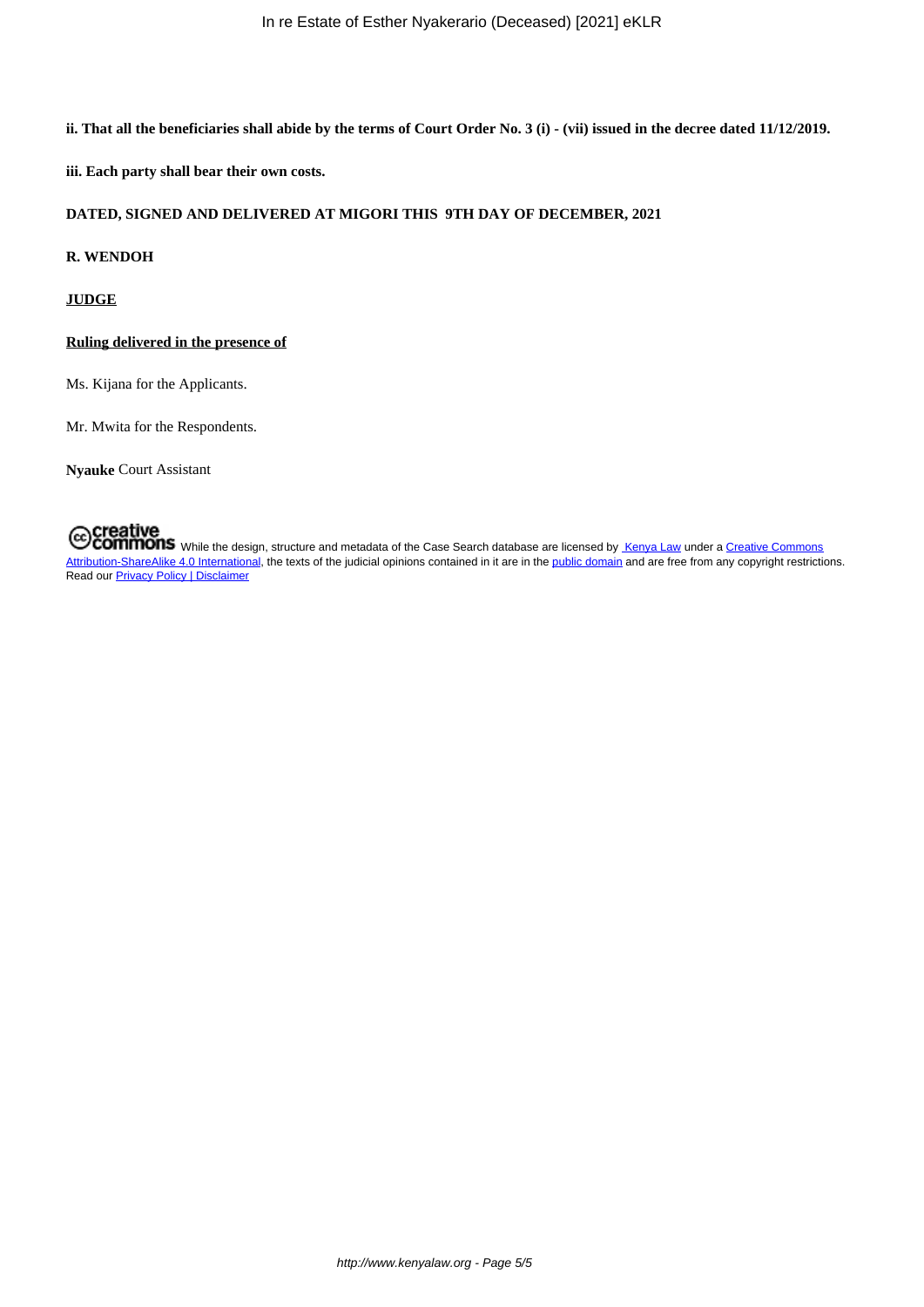**ii. That all the beneficiaries shall abide by the terms of Court Order No. 3 (i) - (vii) issued in the decree dated 11/12/2019.**

**iii. Each party shall bear their own costs.**

**DATED, SIGNED AND DELIVERED AT MIGORI THIS 9TH DAY OF DECEMBER, 2021**

**R. WENDOH**

**JUDGE**

**Ruling delivered in the presence of**

Ms. Kijana for the Applicants.

Mr. Mwita for the Respondents.

**Nyauke** Court Assistant

While the design, structure and metadata of the Case Search database are licensed by Kenya Law under a Creative Commons Attribution-ShareAlike 4.0 International, the texts of the judicial opinions contained in it are in the public domain and are free from any copyright restrictions. Read our Privacy Policy | Disclaimer